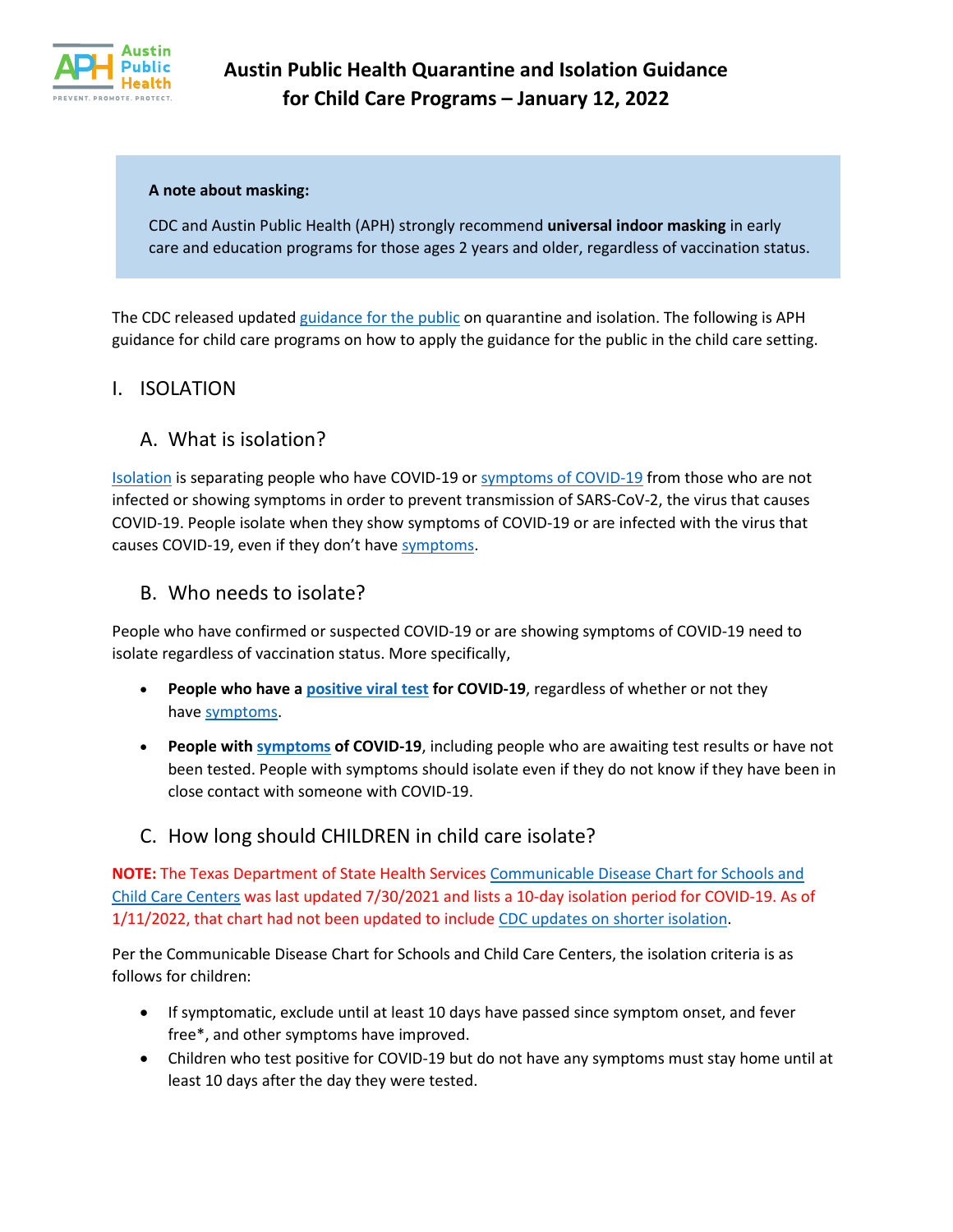# Austin Public Health Quarantine and Isolation Guidance for Child Care Programs – January 12, 2022

> **A note about masking:**
>
> CDC and Austin Public Health (APH) strongly recommend **universal indoor masking** in early care and education programs for those ages 2 years and older, regardless of vaccination status.

The CDC released updated guidance for the public on quarantine and isolation. The following is APH guidance for child care programs on how to apply the guidance for the public in the child care setting.

## I. ISOLATION

### A. What is isolation?

Isolation is separating people who have COVID-19 or symptoms of COVID-19 from those who are not infected or showing symptoms in order to prevent transmission of SARS-CoV-2, the virus that causes COVID-19. People isolate when they show symptoms of COVID-19 or are infected with the virus that causes COVID-19, even if they don't have symptoms.

### B. Who needs to isolate?

People who have confirmed or suspected COVID-19 or are showing symptoms of COVID-19 need to isolate regardless of vaccination status. More specifically,

- **People who have a positive viral test for COVID-19**, regardless of whether or not they have symptoms.
- **People with symptoms of COVID-19**, including people who are awaiting test results or have not been tested. People with symptoms should isolate even if they do not know if they have been in close contact with someone with COVID-19.

### C. How long should CHILDREN in child care isolate?

**NOTE:** The Texas Department of State Health Services Communicable Disease Chart for Schools and Child Care Centers was last updated 7/30/2021 and lists a 10-day isolation period for COVID-19. As of 1/11/2022, that chart had not been updated to include CDC updates on shorter isolation.

Per the Communicable Disease Chart for Schools and Child Care Centers, the isolation criteria is as follows for children:

- If symptomatic, exclude until at least 10 days have passed since symptom onset, and fever free*, and other symptoms have improved.
- Children who test positive for COVID-19 but do not have any symptoms must stay home until at least 10 days after the day they were tested.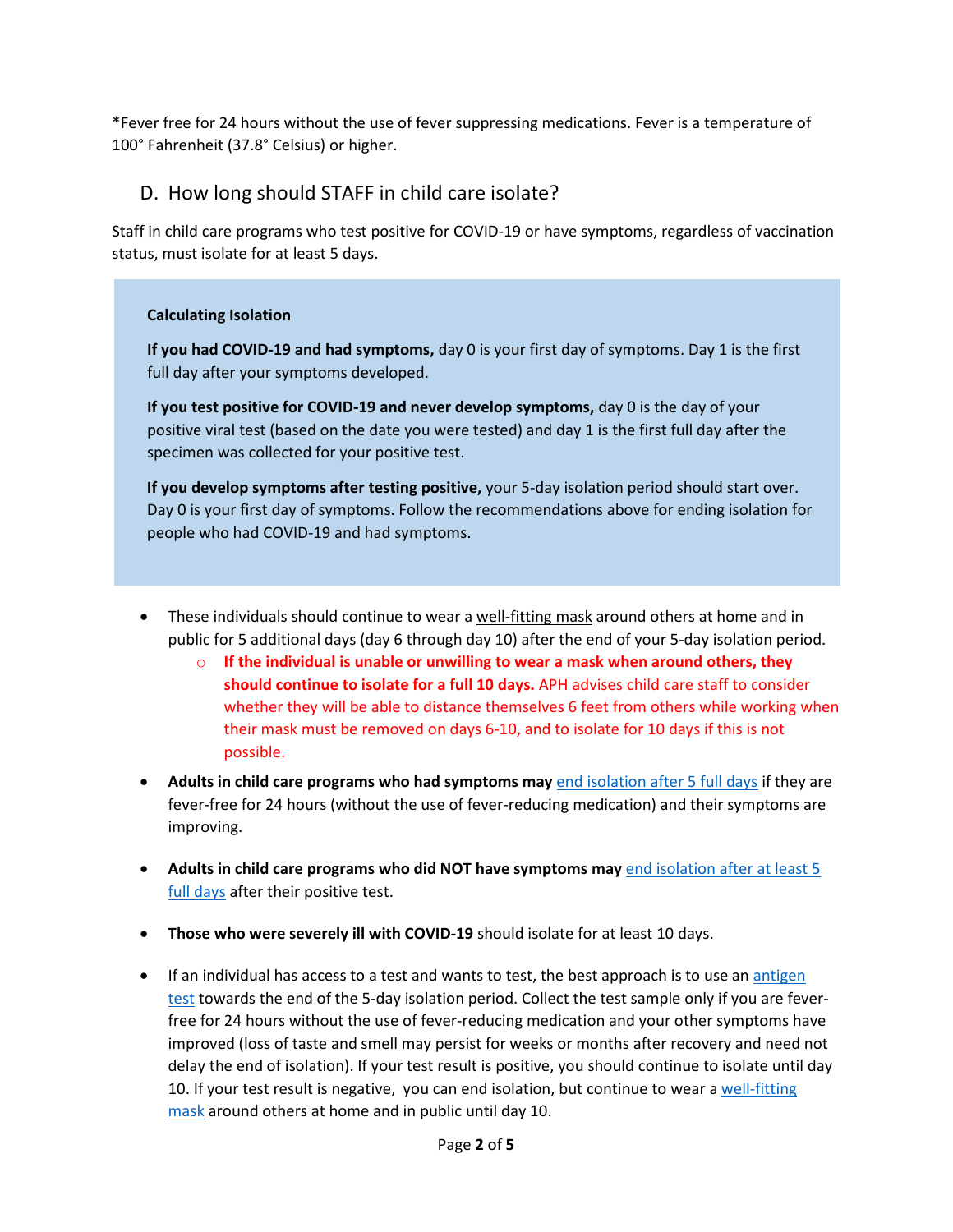*Fever free for 24 hours without the use of fever suppressing medications. Fever is a temperature of 100° Fahrenheit (37.8° Celsius) or higher.

## D. How long should STAFF in child care isolate?

Staff in child care programs who test positive for COVID-19 or have symptoms, regardless of vaccination status, must isolate for at least 5 days.

> **Calculating Isolation**
>
> **If you had COVID-19 and had symptoms,** day 0 is your first day of symptoms. Day 1 is the first full day after your symptoms developed.
>
> **If you test positive for COVID-19 and never develop symptoms,** day 0 is the day of your positive viral test (based on the date you were tested) and day 1 is the first full day after the specimen was collected for your positive test.
>
> **If you develop symptoms after testing positive,** your 5-day isolation period should start over. Day 0 is your first day of symptoms. Follow the recommendations above for ending isolation for people who had COVID-19 and had symptoms.

- These individuals should continue to wear a well-fitting mask around others at home and in public for 5 additional days (day 6 through day 10) after the end of your 5-day isolation period.
    - **If the individual is unable or unwilling to wear a mask when around others, they should continue to isolate for a full 10 days.** APH advises child care staff to consider whether they will be able to distance themselves 6 feet from others while working when their mask must be removed on days 6-10, and to isolate for 10 days if this is not possible.
- **Adults in child care programs who had symptoms may** end isolation after 5 full days if they are fever-free for 24 hours (without the use of fever-reducing medication) and their symptoms are improving.
- **Adults in child care programs who did NOT have symptoms may** end isolation after at least 5 full days after their positive test.
- **Those who were severely ill with COVID-19** should isolate for at least 10 days.
- If an individual has access to a test and wants to test, the best approach is to use an antigen test towards the end of the 5-day isolation period. Collect the test sample only if you are fever-free for 24 hours without the use of fever-reducing medication and your other symptoms have improved (loss of taste and smell may persist for weeks or months after recovery and need not delay the end of isolation). If your test result is positive, you should continue to isolate until day 10. If your test result is negative, you can end isolation, but continue to wear a well-fitting mask around others at home and in public until day 10.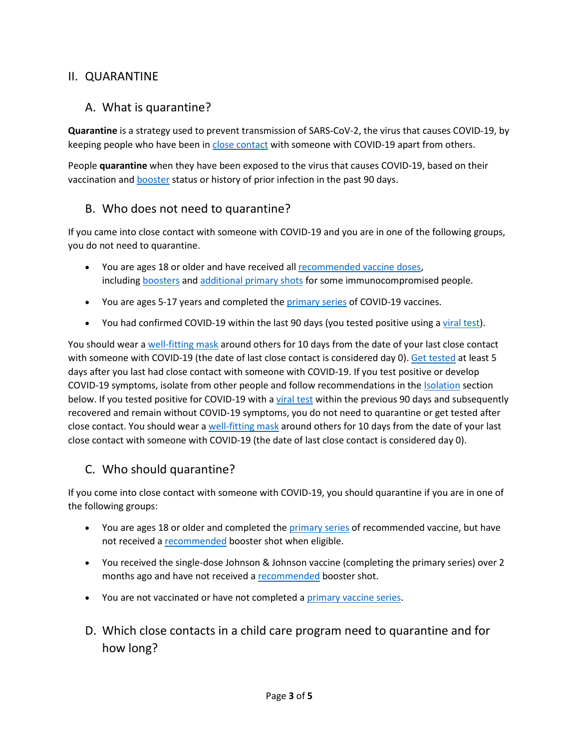## II. QUARANTINE

### A. What is quarantine?

**Quarantine** is a strategy used to prevent transmission of SARS-CoV-2, the virus that causes COVID-19, by keeping people who have been in close contact with someone with COVID-19 apart from others.

People **quarantine** when they have been exposed to the virus that causes COVID-19, based on their vaccination and booster status or history of prior infection in the past 90 days.

### B. Who does not need to quarantine?

If you came into close contact with someone with COVID-19 and you are in one of the following groups, you do not need to quarantine.

- You are ages 18 or older and have received all recommended vaccine doses, including boosters and additional primary shots for some immunocompromised people.
- You are ages 5-17 years and completed the primary series of COVID-19 vaccines.
- You had confirmed COVID-19 within the last 90 days (you tested positive using a viral test).

You should wear a well-fitting mask around others for 10 days from the date of your last close contact with someone with COVID-19 (the date of last close contact is considered day 0). Get tested at least 5 days after you last had close contact with someone with COVID-19. If you test positive or develop COVID-19 symptoms, isolate from other people and follow recommendations in the Isolation section below. If you tested positive for COVID-19 with a viral test within the previous 90 days and subsequently recovered and remain without COVID-19 symptoms, you do not need to quarantine or get tested after close contact. You should wear a well-fitting mask around others for 10 days from the date of your last close contact with someone with COVID-19 (the date of last close contact is considered day 0).

### C. Who should quarantine?

If you come into close contact with someone with COVID-19, you should quarantine if you are in one of the following groups:

- You are ages 18 or older and completed the primary series of recommended vaccine, but have not received a recommended booster shot when eligible.
- You received the single-dose Johnson & Johnson vaccine (completing the primary series) over 2 months ago and have not received a recommended booster shot.
- You are not vaccinated or have not completed a primary vaccine series.

### D. Which close contacts in a child care program need to quarantine and for how long?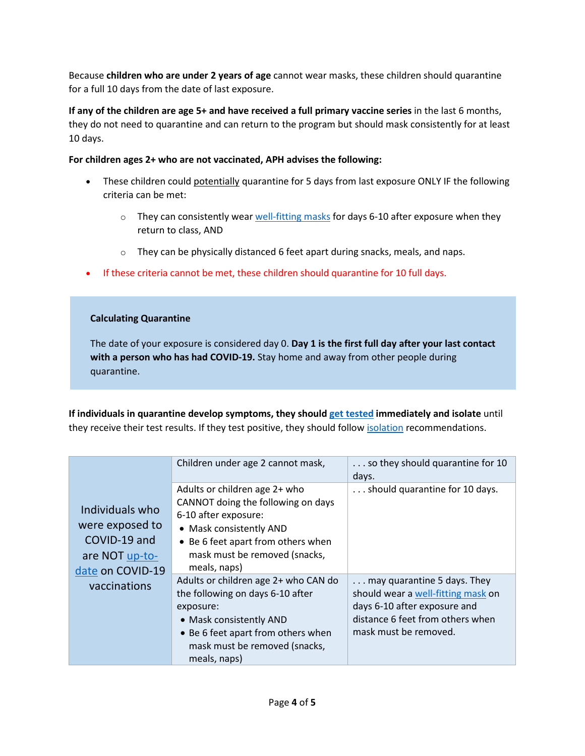Because **children who are under 2 years of age** cannot wear masks, these children should quarantine for a full 10 days from the date of last exposure.

**If any of the children are age 5+ and have received a full primary vaccine series** in the last 6 months, they do not need to quarantine and can return to the program but should mask consistently for at least 10 days.

**For children ages 2+ who are not vaccinated, APH advises the following:**

- These children could potentially quarantine for 5 days from last exposure ONLY IF the following criteria can be met:
  - They can consistently wear well-fitting masks for days 6-10 after exposure when they return to class, AND
  - They can be physically distanced 6 feet apart during snacks, meals, and naps.
- If these criteria cannot be met, these children should quarantine for 10 full days.

> **Calculating Quarantine**
>
> The date of your exposure is considered day 0. **Day 1 is the first full day after your last contact with a person who has had COVID-19.** Stay home and away from other people during quarantine.

**If individuals in quarantine develop symptoms, they should get tested immediately and isolate** until they receive their test results. If they test positive, they should follow isolation recommendations.

| | | |
|---|---|---|
| Individuals who were exposed to COVID-19 and are NOT up-to-date on COVID-19 vaccinations | Children under age 2 cannot mask, | . . . so they should quarantine for 10 days. |
| | Adults or children age 2+ who CANNOT doing the following on days 6-10 after exposure:<br>• Mask consistently AND<br>• Be 6 feet apart from others when mask must be removed (snacks, meals, naps) | . . . should quarantine for 10 days. |
| | Adults or children age 2+ who CAN do the following on days 6-10 after exposure:<br>• Mask consistently AND<br>• Be 6 feet apart from others when mask must be removed (snacks, meals, naps) | . . . may quarantine 5 days. They should wear a well-fitting mask on days 6-10 after exposure and distance 6 feet from others when mask must be removed. |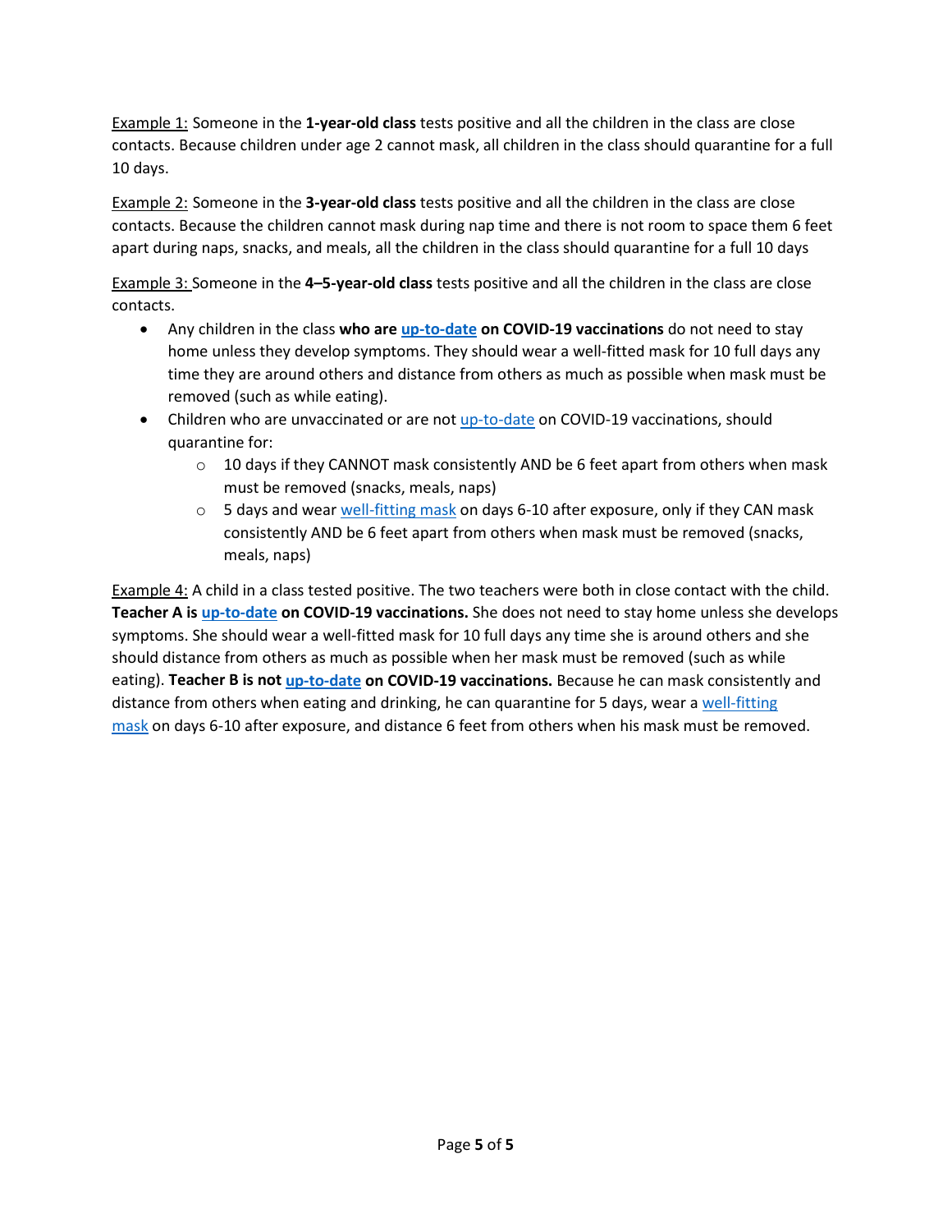Example 1: Someone in the **1-year-old class** tests positive and all the children in the class are close contacts. Because children under age 2 cannot mask, all children in the class should quarantine for a full 10 days.

Example 2: Someone in the **3-year-old class** tests positive and all the children in the class are close contacts. Because the children cannot mask during nap time and there is not room to space them 6 feet apart during naps, snacks, and meals, all the children in the class should quarantine for a full 10 days

Example 3: Someone in the **4–5-year-old class** tests positive and all the children in the class are close contacts.

- Any children in the class **who are up-to-date on COVID-19 vaccinations** do not need to stay home unless they develop symptoms. They should wear a well-fitted mask for 10 full days any time they are around others and distance from others as much as possible when mask must be removed (such as while eating).
- Children who are unvaccinated or are not up-to-date on COVID-19 vaccinations, should quarantine for:
  - 10 days if they CANNOT mask consistently AND be 6 feet apart from others when mask must be removed (snacks, meals, naps)
  - 5 days and wear well-fitting mask on days 6-10 after exposure, only if they CAN mask consistently AND be 6 feet apart from others when mask must be removed (snacks, meals, naps)

Example 4: A child in a class tested positive. The two teachers were both in close contact with the child. **Teacher A is up-to-date on COVID-19 vaccinations.** She does not need to stay home unless she develops symptoms. She should wear a well-fitted mask for 10 full days any time she is around others and she should distance from others as much as possible when her mask must be removed (such as while eating). **Teacher B is not up-to-date on COVID-19 vaccinations.** Because he can mask consistently and distance from others when eating and drinking, he can quarantine for 5 days, wear a well-fitting mask on days 6-10 after exposure, and distance 6 feet from others when his mask must be removed.